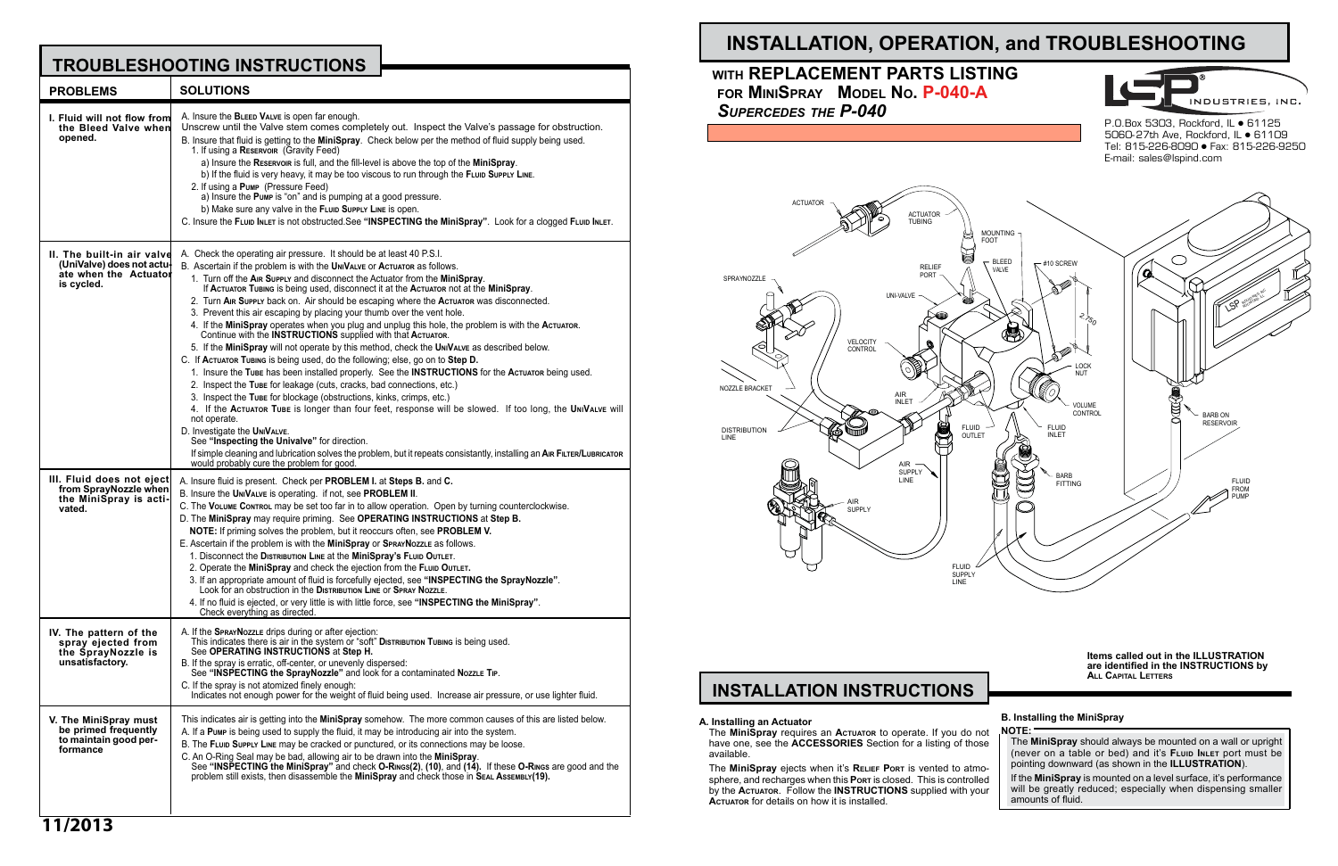# TROUBLESHOOTING INSTRUCTIONS

| PROBLEMS | SOLUTIONS |
|---|---|
| **I. Fluid will not flow from the Bleed Valve when opened.** | A. Insure the **Bleed Valve** is open far enough. Unscrew until the Valve stem comes completely out. Inspect the Valve's passage for obstruction.<br>B. Insure that fluid is getting to the **MiniSpray**. Check below per the method of fluid supply being used.<br>1. If using a **Reservoir** (Gravity Feed)<br>a) Insure the **Reservoir** is full, and the fill-level is above the top of the **MiniSpray**.<br>b) If the fluid is very heavy, it may be too viscous to run through the **Fluid Supply Line**.<br>2. If using a **Pump** (Pressure Feed)<br>a) Insure the **Pump** is "on" and is pumping at a good pressure.<br>b) Make sure any valve in the **Fluid Supply Line** is open.<br>C. Insure the **Fluid Inlet** is not obstructed.See **"INSPECTING the MiniSpray"**. Look for a clogged **Fluid Inlet**. |
| **II. The built-in air valve (UniValve) does not actuate when the Actuator is cycled.** | A. Check the operating air pressure. It should be at least 40 P.S.I.<br>B. Ascertain if the problem is with the **UniValve** or **Actuator** as follows.<br>1. Turn off the **Air Supply** and disconnect the Actuator from the **MiniSpray**. If **Actuator Tubing** is being used, disconnect it at the **Actuator** not at the **MiniSpray**.<br>2. Turn **Air Supply** back on. Air should be escaping where the **Actuator** was disconnected.<br>3. Prevent this air escaping by placing your thumb over the vent hole.<br>4. If the **MiniSpray** operates when you plug and unplug this hole, the problem is with the **Actuator**. Continue with the **INSTRUCTIONS** supplied with that **Actuator**.<br>5. If the **MiniSpray** will not operate by this method, check the **UniValve** as described below.<br>C. If **Actuator Tubing** is being used, do the following; else, go on to **Step D.**<br>1. Insure the **Tube** has been installed properly. See the **INSTRUCTIONS** for the **Actuator** being used.<br>2. Inspect the **Tube** for leakage (cuts, cracks, bad connections, etc.)<br>3. Inspect the **Tube** for blockage (obstructions, kinks, crimps, etc.)<br>4. If the **Actuator Tube** is longer than four feet, response will be slowed. If too long, the **UniValve** will not operate.<br>D. Investigate the **UniValve**. See **"Inspecting the Univalve"** for direction.<br>If simple cleaning and lubrication solves the problem, but it repeats consistantly, installing an **Air Filter/Lubricator** would probably cure the problem for good. |
| **III. Fluid does not eject from SprayNozzle when the MiniSpray is activated.** | A. Insure fluid is present. Check per **PROBLEM I.** at **Steps B.** and **C.**<br>B. Insure the **UniValve** is operating. if not, see **PROBLEM II**.<br>C. The **Volume Control** may be set too far in to allow operation. Open by turning counterclockwise.<br>D. The **MiniSpray** may require priming. See **OPERATING INSTRUCTIONS** at **Step B.**<br>**NOTE:** If priming solves the problem, but it reoccurs often, see **PROBLEM V.**<br>E. Ascertain if the problem is with the **MiniSpray** or **SprayNozzle** as follows.<br>1. Disconnect the **Distribution Line** at the **MiniSpray's Fluid Outlet**.<br>2. Operate the **MiniSpray** and check the ejection from the **Fluid Outlet.**<br>3. If an appropriate amount of fluid is forcefully ejected, see **"INSPECTING the SprayNozzle"**. Look for an obstruction in the **Distribution Line** or **Spray Nozzle**.<br>4. If no fluid is ejected, or very little is with little force, see **"INSPECTING the MiniSpray"**. Check everything as directed. |
| **IV. The pattern of the spray ejected from the SprayNozzle is unsatisfactory.** | A. If the **SprayNozzle** drips during or after ejection: This indicates there is air in the system or "soft" **Distribution Tubing** is being used. See **OPERATING INSTRUCTIONS** at **Step H.**<br>B. If the spray is erratic, off-center, or unevenly dispersed: See **"INSPECTING the SprayNozzle"** and look for a contaminated **Nozzle Tip**.<br>C. If the spray is not atomized finely enough: Indicates not enough power for the weight of fluid being used. Increase air pressure, or use lighter fluid. |
| **V. The MiniSpray must be primed frequently to maintain good performance** | This indicates air is getting into the **MiniSpray** somehow. The more common causes of this are listed below.<br>A. If a **Pump** is being used to supply the fluid, it may be introducing air into the system.<br>B. The **Fluid Supply Line** may be cracked or punctured, or its connections may be loose.<br>C. An O-Ring Seal may be bad, allowing air to be drawn into the **MiniSpray**. See **"INSPECTING the MiniSpray"** and check **O-Rings(2)**, **(10)**, and **(14)**. If these **O-Rings** are good and the problem still exists, then disassemble the **MiniSpray** and check those in **Seal Assembly(19).** |

11/2013

# INSTALLATION, OPERATION, and TROUBLESHOOTING

## WITH REPLACEMENT PARTS LISTING FOR MINISPRAY MODEL NO. P-040-A

*SUPERCEDES THE P-040*

LSP INDUSTRIES, INC.
P.O.Box 5303, Rockford, IL • 61125
5060-27th Ave, Rockford, IL • 61109
Tel: 815-226-8090 • Fax: 815-226-9250
E-mail: sales@lspind.com

ACTUATOR, ACTUATOR TUBING, MOUNTING FOOT, BLEED VALVE, RELIEF PORT, #10 SCREW, SPRAYNOZZLE, UNI-VALVE, 2.750, VELOCITY CONTROL, LOCK NUT, NOZZLE BRACKET, AIR INLET, VOLUME CONTROL, BARB ON RESERVOIR, DISTRIBUTION LINE, FLUID OUTLET, FLUID INLET, AIR SUPPLY LINE, BARB FITTING, FLUID FROM PUMP, AIR SUPPLY, FLUID SUPPLY LINE

**Items called out in the ILLUSTRATION are identified in the INSTRUCTIONS by ALL CAPITAL LETTERS**

# INSTALLATION INSTRUCTIONS

**A. Installing an Actuator**

The **MiniSpray** requires an **Actuator** to operate. If you do not have one, see the **ACCESSORIES** Section for a listing of those available.

The **MiniSpray** ejects when it's **Relief Port** is vented to atmosphere, and recharges when this **Port** is closed. This is controlled by the **Actuator**. Follow the **INSTRUCTIONS** supplied with your **Actuator** for details on how it is installed.

**B. Installing the MiniSpray**

**NOTE:**

The **MiniSpray** should always be mounted on a wall or upright (never on a table or bed) and it's **Fluid Inlet** port must be pointing downward (as shown in the **ILLUSTRATION**).

If the **MiniSpray** is mounted on a level surface, it's performance will be greatly reduced; especially when dispensing smaller amounts of fluid.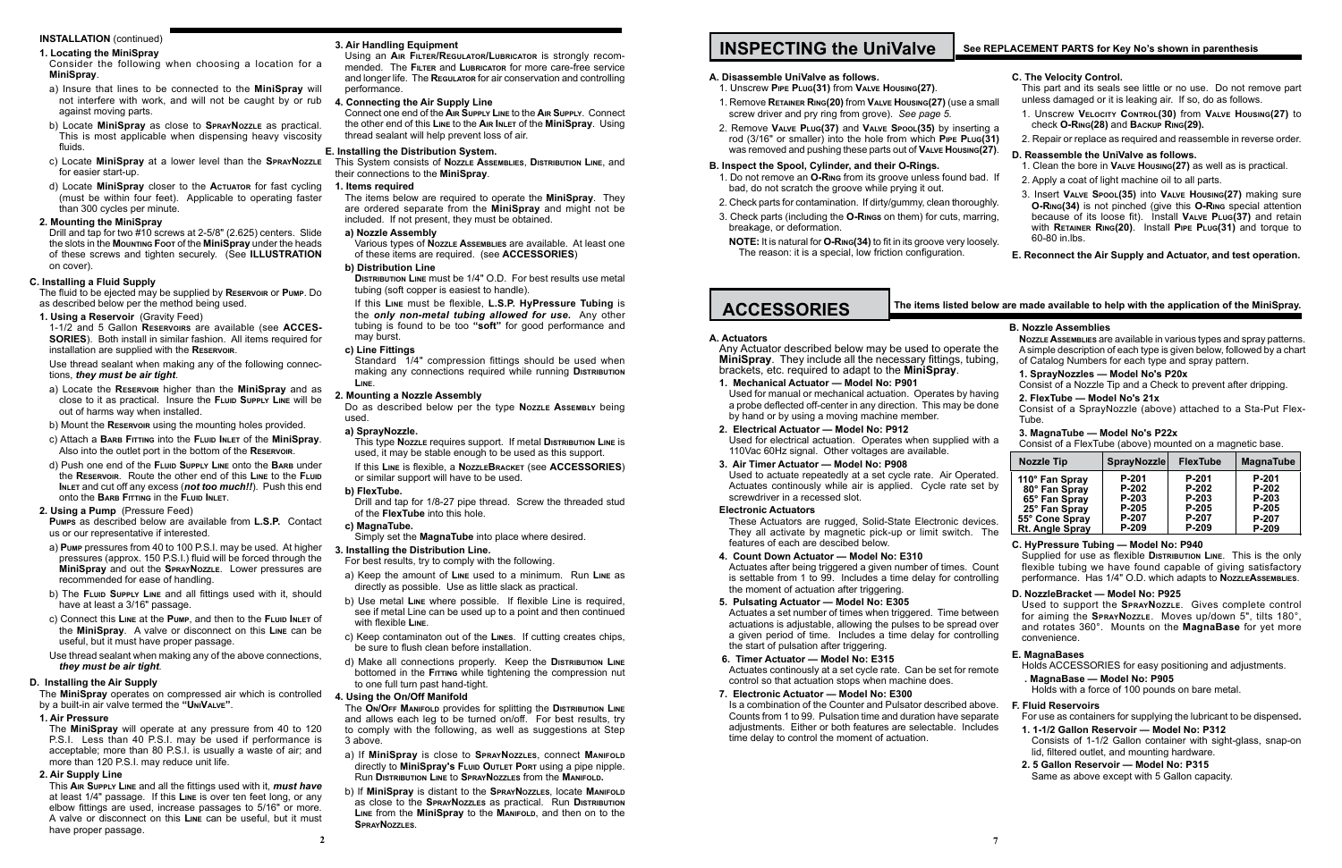**INSTALLATION** (continued)

**1. Locating the MiniSpray**

Consider the following when choosing a location for a **MiniSpray**.

a) Insure that lines to be connected to the **MiniSpray** will not interfere with work, and will not be caught by or rub against moving parts.

b) Locate **MiniSpray** as close to **SprayNozzle** as practical. This is most applicable when dispensing heavy viscosity fluids.

c) Locate **MiniSpray** at a lower level than the **SprayNozzle** for easier start-up.

d) Locate **MiniSpray** closer to the **Actuator** for fast cycling (must be within four feet). Applicable to operating faster than 300 cycles per minute.

**2. Mounting the MiniSpray**

Drill and tap for two #10 screws at 2-5/8" (2.625) centers. Slide the slots in the **Mounting Foot** of the **MiniSpray** under the heads of these screws and tighten securely. (See **ILLUSTRATION** on cover).

**C. Installing a Fluid Supply**

The fluid to be ejected may be supplied by **Reservoir** or **Pump**. Do as described below per the method being used.

**1. Using a Reservoir** (Gravity Feed)

1-1/2 and 5 Gallon **Reservoirs** are available (see **ACCESSORIES**). Both install in similar fashion. All items required for installation are supplied with the **Reservoir**.

Use thread sealant when making any of the following connections, ***they must be air tight***.

a) Locate the **Reservoir** higher than the **MiniSpray** and as close to it as practical. Insure the **Fluid Supply Line** will be out of harms way when installed.

b) Mount the **Reservoir** using the mounting holes provided.

c) Attach a **Barb Fitting** into the **Fluid Inlet** of the **MiniSpray**. Also into the outlet port in the bottom of the **Reservoir**.

d) Push one end of the **Fluid Supply Line** onto the **Barb** under the **Reservoir**. Route the other end of this **Line** to the **Fluid Inlet** and cut off any excess (***not too much!!***). Push this end onto the **Barb Fitting** in the **Fluid Inlet**.

**2. Using a Pump** (Pressure Feed)

**Pumps** as described below are available from **L.S.P.** Contact us or our representative if interested.

a) **Pump** pressures from 40 to 100 P.S.I. may be used. At higher pressures (approx. 150 P.S.I.) fluid will be forced through the **MiniSpray** and out the **SprayNozzle**. Lower pressures are recommended for ease of handling.

b) The **Fluid Supply Line** and all fittings used with it, should have at least a 3/16" passage.

c) Connect this **Line** at the **Pump**, and then to the **Fluid Inlet** of the **MiniSpray**. A valve or disconnect on this **Line** can be useful, but it must have proper passage.

Use thread sealant when making any of the above connections, ***they must be air tight***.

**D. Installing the Air Supply**

The **MiniSpray** operates on compressed air which is controlled by a built-in air valve termed the **"UniValve"**.

**1. Air Pressure**

The **MiniSpray** will operate at any pressure from 40 to 120 P.S.I. Less than 40 P.S.I. may be used if performance is acceptable; more than 80 P.S.I. is usually a waste of air; and more than 120 P.S.I. may reduce unit life.

**2. Air Supply Line**

This **Air Supply Line** and all the fittings used with it, ***must have*** at least 1/4" passage. If this **Line** is over ten feet long, or any elbow fittings are used, increase passages to 5/16" or more. A valve or disconnect on this **Line** can be useful, but it must have proper passage.

**3. Air Handling Equipment**

Using an **Air Filter/Regulator/Lubricator** is strongly recommended. The **Filter** and **Lubricator** for more care-free service and longer life. The **Regulator** for air conservation and controlling performance.

**4. Connecting the Air Supply Line**

Connect one end of the **Air Supply Line** to the **Air Supply**. Connect the other end of this **Line** to the **Air Inlet** of the **MiniSpray**. Using thread sealant will help prevent loss of air.

**E. Installing the Distribution System.**

This System consists of **Nozzle Assemblies**, **Distribution Line**, and their connections to the **MiniSpray**.

**1. Items required**

The items below are required to operate the **MiniSpray**. They are ordered separate from the **MiniSpray** and might not be included. If not present, they must be obtained.

**a) Nozzle Assembly**

Various types of **Nozzle Assemblies** are available. At least one of these items are required. (see **ACCESSORIES**)

**b) Distribution Line**

**Distribution Line** must be 1/4" O.D. For best results use metal tubing (soft copper is easiest to handle).

If this **Line** must be flexible, **L.S.P. HyPressure Tubing** is the ***only non-metal tubing allowed for use.*** Any other tubing is found to be too **"soft"** for good performance and may burst.

**c) Line Fittings**

Standard 1/4" compression fittings should be used when making any connections required while running **Distribution Line**.

**2. Mounting a Nozzle Assembly**

Do as described below per the type **Nozzle Assembly** being used.

**a) SprayNozzle.**

This type **Nozzle** requires support. If metal **Distribution Line** is used, it may be stable enough to be used as this support.

If this **Line** is flexible, a **NozzleBracket** (see **ACCESSORIES**) or similar support will have to be used.

**b) FlexTube.**

Drill and tap for 1/8-27 pipe thread. Screw the threaded stud of the **FlexTube** into this hole.

**c) MagnaTube.**

Simply set the **MagnaTube** into place where desired.

**3. Installing the Distribution Line.**

For best results, try to comply with the following.

a) Keep the amount of **Line** used to a minimum. Run **Line** as directly as possible. Use as little slack as practical.

b) Use metal **Line** where possible. If flexible Line is required, see if metal Line can be used up to a point and then continued with flexible **Line**.

c) Keep contaminaton out of the **Lines**. If cutting creates chips, be sure to flush clean before installation.

d) Make all connections properly. Keep the **Distribution Line** bottomed in the **Fitting** while tightening the compression nut to one full turn past hand-tight.

**4. Using the On/Off Manifold**

The **On/Off Manifold** provides for splitting the **Distribution Line** and allows each leg to be turned on/off. For best results, try to comply with the following, as well as suggestions at Step 3 above.

a) If **MiniSpray** is close to **SprayNozzles**, connect **Manifold** directly to **MiniSpray's Fluid Outlet Port** using a pipe nipple. Run **Distribution Line** to **SprayNozzles** from the **Manifold.**

b) If **MiniSpray** is distant to the **SprayNozzles**, locate **Manifold** as close to the **SprayNozzles** as practical. Run **Distribution Line** from the **MiniSpray** to the **Manifold**, and then on to the **SprayNozzles**.

# INSPECTING the UniValve

**See REPLACEMENT PARTS for Key No's shown in parenthesis**

**A. Disassemble UniValve as follows.**

1. Unscrew **Pipe Plug(31)** from **Valve Housing(27)**.
1. Remove **Retainer Ring(20)** from **Valve Housing(27)** (use a small screw driver and pry ring from grove). *See page 5.*
2. Remove **Valve Plug(37)** and **Valve Spool(35)** by inserting a rod (3/16" or smaller) into the hole from which **Pipe Plug(31)** was removed and pushing these parts out of **Valve Housing(27)**.

**B. Inspect the Spool, Cylinder, and their O-Rings.**

1. Do not remove an **O-Ring** from its groove unless found bad. If bad, do not scratch the groove while prying it out.
2. Check parts for contamination. If dirty/gummy, clean thoroughly.
3. Check parts (including the **O-Rings** on them) for cuts, marring, breakage, or deformation.

**NOTE:** It is natural for **O-Ring(34)** to fit in its groove very loosely. The reason: it is a special, low friction configuration.

**C. The Velocity Control.**

This part and its seals see little or no use. Do not remove part unless damaged or it is leaking air. If so, do as follows.

1. Unscrew **Velocity Control(30)** from **Valve Housing(27)** to check **O-Ring(28)** and **Backup Ring(29).**
2. Repair or replace as required and reassemble in reverse order.

**D. Reassemble the UniValve as follows.**

1. Clean the bore in **Valve Housing(27)** as well as is practical.
2. Apply a coat of light machine oil to all parts.
3. Insert **Valve Spool(35)** into **Valve Housing(27)** making sure **O-Ring(34)** is not pinched (give this **O-Ring** special attention because of its loose fit). Install **Valve Plug(37)** and retain with **Retainer Ring(20)**. Install **Pipe Plug(31)** and torque to 60-80 in.lbs.

**E. Reconnect the Air Supply and Actuator, and test operation.**

# ACCESSORIES

**The items listed below are made available to help with the application of the MiniSpray.**

**A. Actuators**

Any Actuator described below may be used to operate the **MiniSpray**. They include all the necessary fittings, tubing, brackets, etc. required to adapt to the **MiniSpray**.

**1. Mechanical Actuator — Model No: P901**

Used for manual or mechanical actuation. Operates by having a probe deflected off-center in any direction. This may be done by hand or by using a moving machine member.

**2. Electrical Actuator — Model No: P912**

Used for electrical actuation. Operates when supplied with a 110Vac 60Hz signal. Other voltages are available.

**3. Air Timer Actuator — Model No: P908**

Used to actuate repeatedly at a set cycle rate. Air Operated. Actuates continously while air is applied. Cycle rate set by screwdriver in a recessed slot.

**Electronic Actuators**

These Actuators are rugged, Solid-State Electronic devices. They all activate by magnetic pick-up or limit switch. The features of each are descibed below.

**4. Count Down Actuator — Model No: E310**

Actuates after being triggered a given number of times. Count is settable from 1 to 99. Includes a time delay for controlling the moment of actuation after triggering.

**5. Pulsating Actuator — Model No: E305**

Actuates a set number of times when triggered. Time between actuations is adjustable, allowing the pulses to be spread over a given period of time. Includes a time delay for controlling the start of pulsation after triggering.

**6. Timer Actuator — Model No: E315**

Actuates continously at a set cycle rate. Can be set for remote control so that actuation stops when machine does.

**7. Electronic Actuator — Model No: E300**

Is a combination of the Counter and Pulsator described above. Counts from 1 to 99. Pulsation time and duration have separate adjustments. Either or both features are selectable. Includes time delay to control the moment of actuation.

**B. Nozzle Assemblies**

**Nozzle Assemblies** are available in various types and spray patterns. A simple description of each type is given below, followed by a chart of Catalog Numbers for each type and spray pattern.

**1. SprayNozzles — Model No's P20x**

Consist of a Nozzle Tip and a Check to prevent after dripping.

**2. FlexTube — Model No's 21x**

Consist of a SprayNozzle (above) attached to a Sta-Put Flex-Tube.

**3. MagnaTube — Model No's P22x**

Consist of a FlexTube (above) mounted on a magnetic base.

| Nozzle Tip | SprayNozzle | FlexTube | MagnaTube |
|---|---|---|---|
| 110° Fan Spray | P-201 | P-201 | P-201 |
| 80° Fan Spray | P-202 | P-202 | P-202 |
| 65° Fan Spray | P-203 | P-203 | P-203 |
| 25° Fan Spray | P-205 | P-205 | P-205 |
| 55° Cone Spray | P-207 | P-207 | P-207 |
| Rt. Angle Spray | P-209 | P-209 | P-209 |

**C. HyPressure Tubing — Model No: P940**

Supplied for use as flexible **Distribution Line**. This is the only flexible tubing we have found capable of giving satisfactory performance. Has 1/4" O.D. which adapts to **NozzleAssemblies**.

**D. NozzleBracket — Model No: P925**

Used to support the **SprayNozzle**. Gives complete control for aiming the **SprayNozzle**. Moves up/down 5", tilts 180°, and rotates 360°. Mounts on the **MagnaBase** for yet more convenience.

**E. MagnaBases**

Holds ACCESSORIES for easy positioning and adjustments.

**. MagnaBase — Model No: P905**

Holds with a force of 100 pounds on bare metal.

**F. Fluid Reservoirs**

For use as containers for supplying the lubricant to be dispensed**.**

**1. 1-1/2 Gallon Reservoir — Model No: P312**

Consists of 1-1/2 Gallon container with sight-glass, snap-on lid, filtered outlet, and mounting hardware.

**2. 5 Gallon Reservoir — Model No: P315**

Same as above except with 5 Gallon capacity.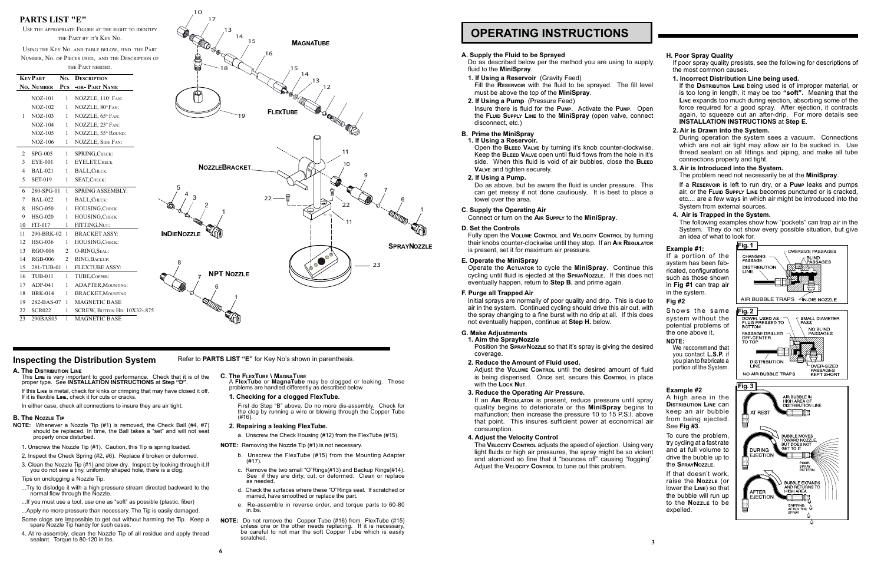## PARTS LIST "E"

Use the appropriate Figure at the right to identify the Part by it's Key No.

Using the Key No. and table below, find the Part Number, No. of Pieces used, and the Description of the Part needed.

| Key No. | Part Number | No. Pcs | Description -or- Part Name |
|---|---|---|---|
| | NOZ-101 | 1 | NOZZLE, 110° Fan: |
| | NOZ-102 | 1 | NOZZLE, 80° Fan: |
| 1 | NOZ-103 | 1 | NOZZLE, 65° Fan: |
| | NOZ-104 | 1 | NOZZLE, 25° Fan: |
| | NOZ-105 | 1 | NOZZLE, 55° Round: |
| | NOZ-106 | 1 | NOZZLE, Side Fan: |
| 2 | SPG-005 | 1 | SPRING,Check: |
| 3 | EYE-001 | 1 | EYELET,Check |
| 4 | BAL-021 | 1 | BALL,Check: |
| 5 | SET-019 | 1 | SEAT,Check: |
| 6 | 280-SPG-01 | 1 | SPRING ASSEMBLY: |
| 7 | BAL-022 | 1 | BALL,Check: |
| 8 | HSG-050 | 1 | HOUSING,Check |
| 9 | HSG-020 | 1 | HOUSING,Check |
| 10 | FIT-017 | 1 | FITTING,Nut: |
| 11 | 290-BRK-02 | 1 | BRACKET ASSY: |
| 12 | HSG-036 | 1 | HOUSING,Check: |
| 13 | RGO-006 | 2 | O-RING,Seal: |
| 14 | RGB-006 | 2 | RING,Backup: |
| 15 | 281-TUB-01 | 1 | FLEXTUBE ASSY: |
| 16 | TUB-011 | 1 | TUBE,Copper: |
| 17 | ADP-041 | 1 | ADAPTER,Mounting: |
| 18 | BRK-014 | 1 | BRACKET,Mounting |
| 19 | 282-BAS-07 | 1 | MAGNETIC BASE |
| 22 | SCR022 | 1 | SCREW, Button Hd: 10X32-.875 |
| 23 | 290BAS05 | 1 | MAGNETIC BASE |

MagnaTube — FlexTube — NozzleBracket — InDieNozzle — SprayNozzle — NPT Nozzle

## Inspecting the Distribution System

Refer to **PARTS LIST "E"** for Key No's shown in parenthesis.

### A. The Distribution Line

This **Line** is very important to good performance. Check that it is of the proper type. See **INSTALLATION INSTRUCTIONS** at **Step "D"**.

If this **Line** is metal, check for kinks or crimping that may have closed it off. If it is flexible **Line**, check it for cuts or cracks.

In either case, check all connections to insure they are air tight.

### B. The Nozzle Tip

**NOTE:** Whenever a Nozzle Tip (#1) is removed, the Check Ball (#4, #7) should be replaced. In time, the Ball takes a "set" and will not seat properly once disturbed.

1. Unscrew the Nozzle Tip (#1). Caution, this Tip is spring loaded.
2. Inspect the Check Spring (#2, #6). Replace if broken or deformed.
3. Clean the Nozzle Tip (#1) and blow dry. Inspect by looking through it.If you do not see a tiny, uniformly shaped hole, there is a clog.

Tips on unclogging a Nozzle Tip:

...Try to dislodge it with a high pressure stream directed backward to the normal flow through the Nozzle.

...If you must use a tool, use one as "soft" as possible (plastic, fiber)

...Apply no more pressure than necessary. The Tip is easily damaged.

Some clogs are impossible to get out without harming the Tip. Keep a spare Nozzle Tip handy for such cases.

4. At re-assembly, clean the Nozzle Tip of all residue and apply thread sealant. Torque to 80-120 in.lbs.

### C. The FlexTube \ MagnaTube

A **FlexTube** or **MagnaTube** may be clogged or leaking. These problems are handled differently as described below.

**1. Checking for a clogged FlexTube.**

First do Step "B" above. Do no more dis-assembly. Check for the clog by running a wire or blowing through the Copper Tube (#16).

**2. Repairing a leaking FlexTube.**

a. Unscrew the Check Housing (#12) from the FlexTube (#15).

**NOTE:** Removing the Nozzle Tip (#1) is not necessary.

b. Unscrew the FlexTube (#15) from the Mounting Adapter (#17).

c. Remove the two small "O"Rings(#13) and Backup Rings(#14). See if they are dirty, cut, or deformed. Clean or replace as needed.

d. Check the surfaces where these "O"Rings seal. If scratched or marred, have smoothed or replace the part.

e. Re-assemble in reverse order, and torque parts to 60-80 in.lbs.

**NOTE:** Do not remove the Copper Tube (#16) from FlexTube (#15) unless one or the other needs replacing. If it is necessary, be careful to not mar the soft Copper Tube which is easily scratched.

# OPERATING INSTRUCTIONS

### A. Supply the Fluid to be Sprayed

Do as described below per the method you are using to supply fluid to the **MiniSpray**.

**1. If Using a Reservoir** (Gravity Feed)

Fill the **Reservoir** with the fluid to be sprayed. The fill level must be above the top of the **MiniSpray**.

**2. If Using a Pump** (Pressure Feed)

Insure there is fluid for the **Pump**. Activate the **Pump**. Open the **Fluid Supply Line** to the **MiniSpray** (open valve, connect disconnect, etc.)

### B. Prime the MiniSpray

**1. If Using a Reservoir.**

Open the **Bleed Valve** by turning it's knob counter-clockwise. Keep the **Bleed Valve** open until fluid flows from the hole in it's side. When this fluid is void of air bubbles, close the **Bleed Valve** and tighten securely.

**2. If Using a Pump.**

Do as above, but be aware the fluid is under pressure. This can get messy if not done cautiously. It is best to place a towel over the area.

### C. Supply the Operating Air

Connect or turn on the **Air Supply** to the **MiniSpray**.

### D. Set the Controls

Fully open the **Volume Control** and **Velocity Control** by turning their knobs counter-clockwise until they stop. If an **Air Regulator** is present, set it for maximum air pressure.

### E. Operate the MiniSpray

Operate the **Actuator** to cycle the **MiniSpray**. Continue this cycling until fluid is ejected at the **SprayNozzle**. If this does not eventually happen, return to **Step B.** and prime again.

### F. Purge all Trapped Air

Initial sprays are normally of poor quality and drip. This is due to air in the system. Continued cycling should drive this air out, with the spray changing to a fine burst with no drip at all. If this does not eventually happen, continue at **Step H.** below.

### G. Make Adjustments

**1. Aim the SprayNozzle**

Position the **SprayNozzle** so that it's spray is giving the desired coverage.

**2. Reduce the Amount of Fluid used.**

Adjust the **Volume Control** until the desired amount of fluid is being dispensed. Once set, secure this **Control** in place with the **Lock Nut**.

**3. Reduce the Operating Air Pressure.**

If an **Air Regulator** is present, reduce pressure until spray quality begins to deteriorate or the **MiniSpray** begins to malfunction; then increase the pressure 10 to 15 P.S.I. above that point. This insures sufficient power at economical air consumption.

**4. Adjust the Velocity Control**

The **Velocity Control** adjusts the speed of ejection. Using very light fluids or high air pressures, the spray might be so violent and atomized so fine that it "bounces off" causing "fogging". Adjust the **Velocity Control** to tune out this problem.

### H. Poor Spray Quality

If poor spray quality presists, see the following for descriptions of the most common causes.

**1. Incorrect Distribution Line being used.**

If the **Distribution Line** being used is of improper material, or is too long in length, it may be too **"soft".** Meaning that the **Line** expands too much during ejection, absorbing some of the force required for a good spray. After ejection, it contracts again, to squeeze out an after-drip. For more details see **INSTALLATION INSTRUCTIONS** at **Step E**.

**2. Air is Drawn into the System.**

During operation the system sees a vacuum. Connections which are not air tight may allow air to be sucked in. Use thread sealant on all fittings and piping, and make all tube connections properly and tight.

**3. Air is Introduced into the System.**

The problem need not necessarily be at the **MiniSpray**.

If a **Reservoir** is left to run dry, or a **Pump** leaks and pumps air, or the **Fluid Supply Line** becomes punctured or is cracked, etc.... are a few ways in which air might be introduced into the System from external sources.

**4. Air is Trapped in the System.**

The following examples show how "pockets" can trap air in the System. They do not show every possible situation, but give an idea of what to look for.

**Example #1:**
If a portion of the system has been fabricated, configurations such as those shown in **Fig #1** can trap air in the system.

**Fig. 1** — Oversize passages; Changing passage; Blind passages; Distribution line; Air bubble traps; In-die nozzle

**Fig #2**
Shows the same system without the potential problems of the one above it.

**Fig. 2** — Dowel used as plug pressed to bottom; Small diameter pass; No blind passages; Passage drilled off-center to top; Distribution line; Over-sized passages kept short; No air bubble traps

**NOTE:**
We reccommend that you contact **L.S.P.** if you plan to frabricate a portion of the System.

**Example #2**
A high area in the **Distribution Line** can keep an air bubble from being ejected. See **Fig #3**.

To cure the problem, try cycling at a fast rate and at full volume to drive the bubble up to the **SprayNozzle**.

If that doesn't work, raise the **Nozzle** (or lower the **Line**) so that the bubble will run up to the **Nozzle** to be expelled.

**Fig. 3** — At rest: Air bubble in high area of distribution line; During ejection: Bubble moves toward nozzle, but does not get to it; Poor spray pattern; After ejection: Bubble expands and returns to high area; Dripping after the spray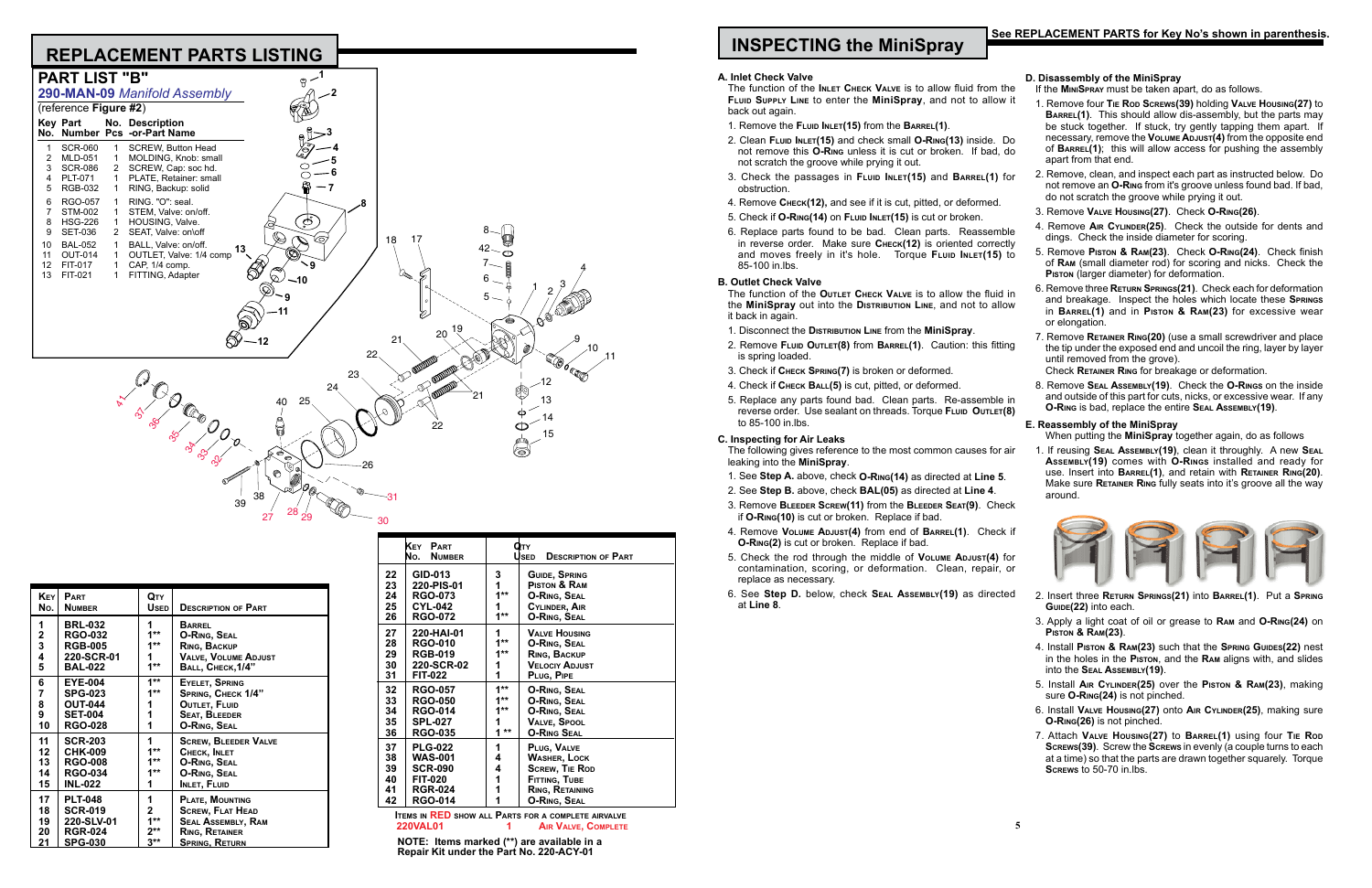# REPLACEMENT PARTS LISTING

## PART LIST "B"

### 290-MAN-09 *Manifold Assembly*

(reference **Figure #2**)

| Key No. | Part Number | No. Pcs | Description -or-Part Name |
|---|---|---|---|
| 1 | SCR-060 | 1 | SCREW, Button Head |
| 2 | MLD-051 | 1 | MOLDING, Knob: small |
| 3 | SCR-086 | 2 | SCREW, Cap: soc hd. |
| 4 | PLT-071 | 1 | PLATE, Retainer: small |
| 5 | RGB-032 | 1 | RING, Backup: solid |
| 6 | RGO-057 | 1 | RING. "O": seal. |
| 7 | STM-002 | 1 | STEM, Valve: on/off. |
| 8 | HSG-226 | 1 | HOUSING, Valve. |
| 9 | SET-036 | 2 | SEAT, Valve: on/off |
| 10 | BAL-052 | 1 | BALL, Valve: on/off. |
| 11 | OUT-014 | 1 | OUTLET, Valve: 1/4 comp |
| 12 | FIT-017 | 1 | CAP, 1/4 comp. |
| 13 | FIT-021 | 1 | FITTING, Adapter |

| Key No. | Part Number | Qty Used | Description of Part |
|---|---|---|---|
| 1 | BRL-032 | 1 | Barrel |
| 2 | RGO-032 | 1** | O-Ring, Seal |
| 3 | RGB-005 | 1** | Ring, Backup |
| 4 | 220-SCR-01 | 1 | Valve, Volume Adjust |
| 5 | BAL-022 | 1** | Ball, Check,1/4" |
| 6 | EYE-004 | 1** | Eyelet, Spring |
| 7 | SPG-023 | 1** | Spring, Check 1/4" |
| 8 | OUT-044 | 1 | Outlet, Fluid |
| 9 | SET-004 | 1 | Seat, Bleeder |
| 10 | RGO-028 | 1 | O-Ring, Seal |
| 11 | SCR-203 | 1 | Screw, Bleeder Valve |
| 12 | CHK-009 | 1** | Check, Inlet |
| 13 | RGO-008 | 1** | O-Ring, Seal |
| 14 | RGO-034 | 1** | O-Ring, Seal |
| 15 | INL-022 | 1 | Inlet, Fluid |
| 17 | PLT-048 | 1 | Plate, Mounting |
| 18 | SCR-019 | 2 | Screw, Flat Head |
| 19 | 220-SLV-01 | 1** | Seal Assembly, Ram |
| 20 | RGR-024 | 2** | Ring, Retainer |
| 21 | SPG-030 | 3** | Spring, Return |
| 22 | GID-013 | 3 | Guide, Spring |
| 23 | 220-PIS-01 | 1 | Piston & Ram |
| 24 | RGO-073 | 1** | O-Ring, Seal |
| 25 | CYL-042 | 1 | Cylinder, Air |
| 26 | RGO-072 | 1** | O-Ring, Seal |
| 27 | 220-HAI-01 | 1 | Valve Housing |
| 28 | RGO-010 | 1** | O-Ring, Seal |
| 29 | RGB-019 | 1** | Ring, Backup |
| 30 | 220-SCR-02 | 1 | Velociy Adjust |
| 31 | FIT-022 | 1 | Plug, Pipe |
| 32 | RGO-057 | 1** | O-Ring, Seal |
| 33 | RGO-050 | 1** | O-Ring, Seal |
| 34 | RGO-014 | 1** | O-Ring, Seal |
| 35 | SPL-027 | 1 | Valve, Spool |
| 36 | RGO-035 | 1 ** | O-Ring Seal |
| 37 | PLG-022 | 1 | Plug, Valve |
| 38 | WAS-001 | 4 | Washer, Lock |
| 39 | SCR-090 | 4 | Screw, Tie Rod |
| 40 | FIT-020 | 1 | Fitting, Tube |
| 41 | RGR-024 | 1 | Ring, Retaining |
| 42 | RGO-014 | 1 | O-Ring, Seal |

Items in RED show all Parts for a complete airvalve

**220VAL01** 1 Air Valve, Complete

**NOTE: Items marked (**) are available in a Repair Kit under the Part No. 220-ACY-01**

# INSPECTING the MiniSpray

**See REPLACEMENT PARTS for Key No's shown in parenthesis.**

### A. Inlet Check Valve

The function of the **Inlet Check Valve** is to allow fluid from the **Fluid Supply Line** to enter the **MiniSpray**, and not to allow it back out again.

1. Remove the **Fluid Inlet(15)** from the **Barrel(1)**.
2. Clean **Fluid Inlet(15)** and check small **O-Ring(13)** inside. Do not remove this **O-Ring** unless it is cut or broken. If bad, do not scratch the groove while prying it out.
3. Check the passages in **Fluid Inlet(15)** and **Barrel(1)** for obstruction.
4. Remove **Check(12),** and see if it is cut, pitted, or deformed.
5. Check if **O-Ring(14)** on **Fluid Inlet(15)** is cut or broken.
6. Replace parts found to be bad. Clean parts. Reassemble in reverse order. Make sure **Check(12)** is oriented correctly and moves freely in it's hole. Torque **Fluid Inlet(15)** to 85-100 in.lbs.

### B. Outlet Check Valve

The function of the **Outlet Check Valve** is to allow the fluid in the **MiniSpray** out into the **Distribution Line**, and not to allow it back in again.

1. Disconnect the **Distribution Line** from the **MiniSpray**.
2. Remove **Fluid Outlet(8)** from **Barrel(1)**. Caution: this fitting is spring loaded.
3. Check if **Check Spring(7)** is broken or deformed.
4. Check if **Check Ball(5)** is cut, pitted, or deformed.
5. Replace any parts found bad. Clean parts. Re-assemble in reverse order. Use sealant on threads. Torque **Fluid Outlet(8)** to 85-100 in.lbs.

### C. Inspecting for Air Leaks

The following gives reference to the most common causes for air leaking into the **MiniSpray**.

1. See **Step A.** above, check **O-Ring(14)** as directed at **Line 5**.
2. See **Step B.** above, check **BAL(05)** as directed at **Line 4**.
3. Remove **Bleeder Screw(11)** from the **Bleeder Seat(9)**. Check if **O-Ring(10)** is cut or broken. Replace if bad.
4. Remove **Volume Adjust(4)** from end of **Barrel(1)**. Check if **O-Ring(2)** is cut or broken. Replace if bad.
5. Check the rod through the middle of **Volume Adjust(4)** for contamination, scoring, or deformation. Clean, repair, or replace as necessary.
6. See **Step D.** below, check **Seal Assembly(19)** as directed at **Line 8**.

### D. Disassembly of the MiniSpray

If the **MiniSpray** must be taken apart, do as follows.

1. Remove four **Tie Rod Screws(39)** holding **Valve Housing(27)** to **Barrel(1)**. This should allow dis-assembly, but the parts may be stuck together. If stuck, try gently tapping them apart. If necessary, remove the **Volume Adjust(4)** from the opposite end of **Barrel(1)**; this will allow access for pushing the assembly apart from that end.
2. Remove, clean, and inspect each part as instructed below. Do not remove an **O-Ring** from it's groove unless found bad. If bad, do not scratch the groove while prying it out.
3. Remove **Valve Housing(27)**. Check **O-Ring(26)**.
4. Remove **Air Cylinder(25)**. Check the outside for dents and dings. Check the inside diameter for scoring.
5. Remove **Piston & Ram(23)**. Check **O-Ring(24)**. Check finish of **Ram** (small diameter rod) for scoring and nicks. Check the **Piston** (larger diameter) for deformation.
6. Remove three **Return Springs(21)**. Check each for deformation and breakage. Inspect the holes which locate these **Springs** in **Barrel(1)** and in **Piston & Ram(23)** for excessive wear or elongation.
7. Remove **Retainer Ring(20)** (use a small screwdriver and place the tip under the exposed end and uncoil the ring, layer by layer until removed from the grove).
   Check **Retainer Ring** for breakage or deformation.
8. Remove **Seal Assembly(19)**. Check the **O-Rings** on the inside and outside of this part for cuts, nicks, or excessive wear. If any **O-Ring** is bad, replace the entire **Seal Assembly(19)**.

### E. Reassembly of the MiniSpray

When putting the **MiniSpray** together again, do as follows

1. If reusing **Seal Assembly(19)**, clean it throughly. A new **Seal Assembly(19)** comes with **O-Rings** installed and ready for use. Insert into **Barrel(1)**, and retain with **Retainer Ring(20)**. Make sure **Retainer Ring** fully seats into it's groove all the way around.
2. Insert three **Return Springs(21)** into **Barrel(1)**. Put a **Spring Guide(22)** into each.
3. Apply a light coat of oil or grease to **Ram** and **O-Ring(24)** on **Piston & Ram(23)**.
4. Install **Piston & Ram(23)** such that the **Spring Guides(22)** nest in the holes in the **Piston**, and the **Ram** aligns with, and slides into the **Seal Assembly(19)**.
5. Install **Air Cylinder(25)** over the **Piston & Ram(23)**, making sure **O-Ring(24)** is not pinched.
6. Install **Valve Housing(27)** onto **Air Cylinder(25)**, making sure **O-Ring(26)** is not pinched.
7. Attach **Valve Housing(27)** to **Barrel(1)** using four **Tie Rod Screws(39)**. Screw the **Screws** in evenly (a couple turns to each at a time) so that the parts are drawn together squarely. Torque **Screws** to 50-70 in.lbs.